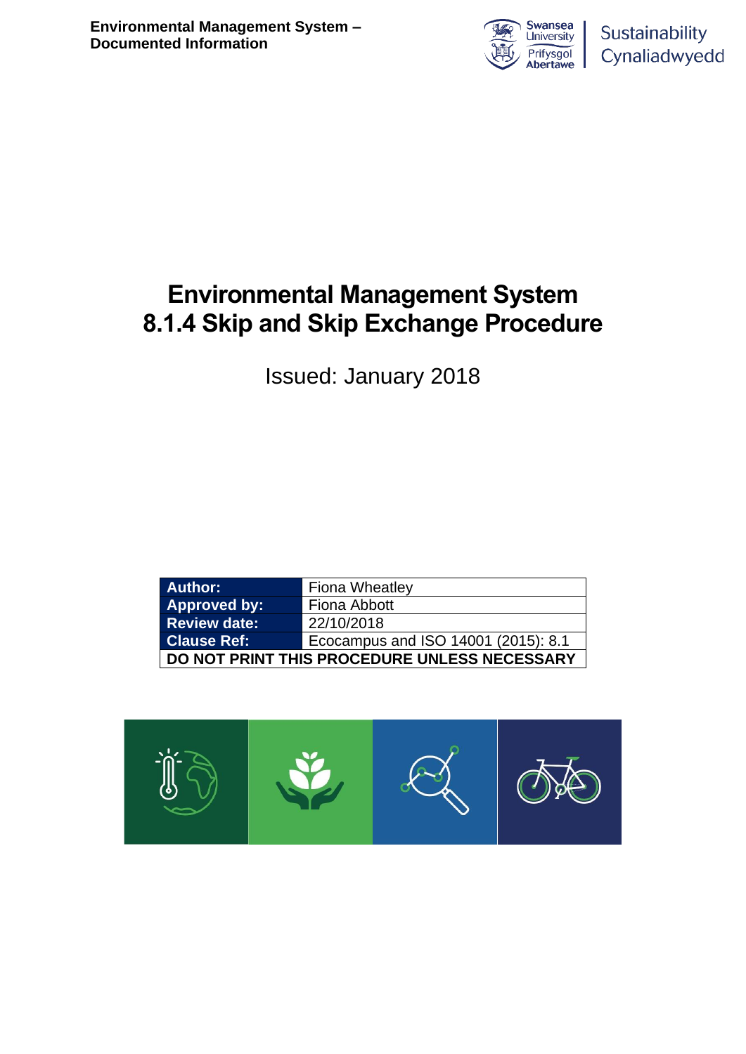# Environmental Management System
# 8.1.4 Skip and Skip Exchange Procedure

Issued: January 2018

| | |
|---|---|
| **Author:** | Fiona Wheatley |
| **Approved by:** | Fiona Abbott |
| **Review date:** | 22/10/2018 |
| **Clause Ref:** | Ecocampus and ISO 14001 (2015): 8.1 |
| **DO NOT PRINT THIS PROCEDURE UNLESS NECESSARY** | |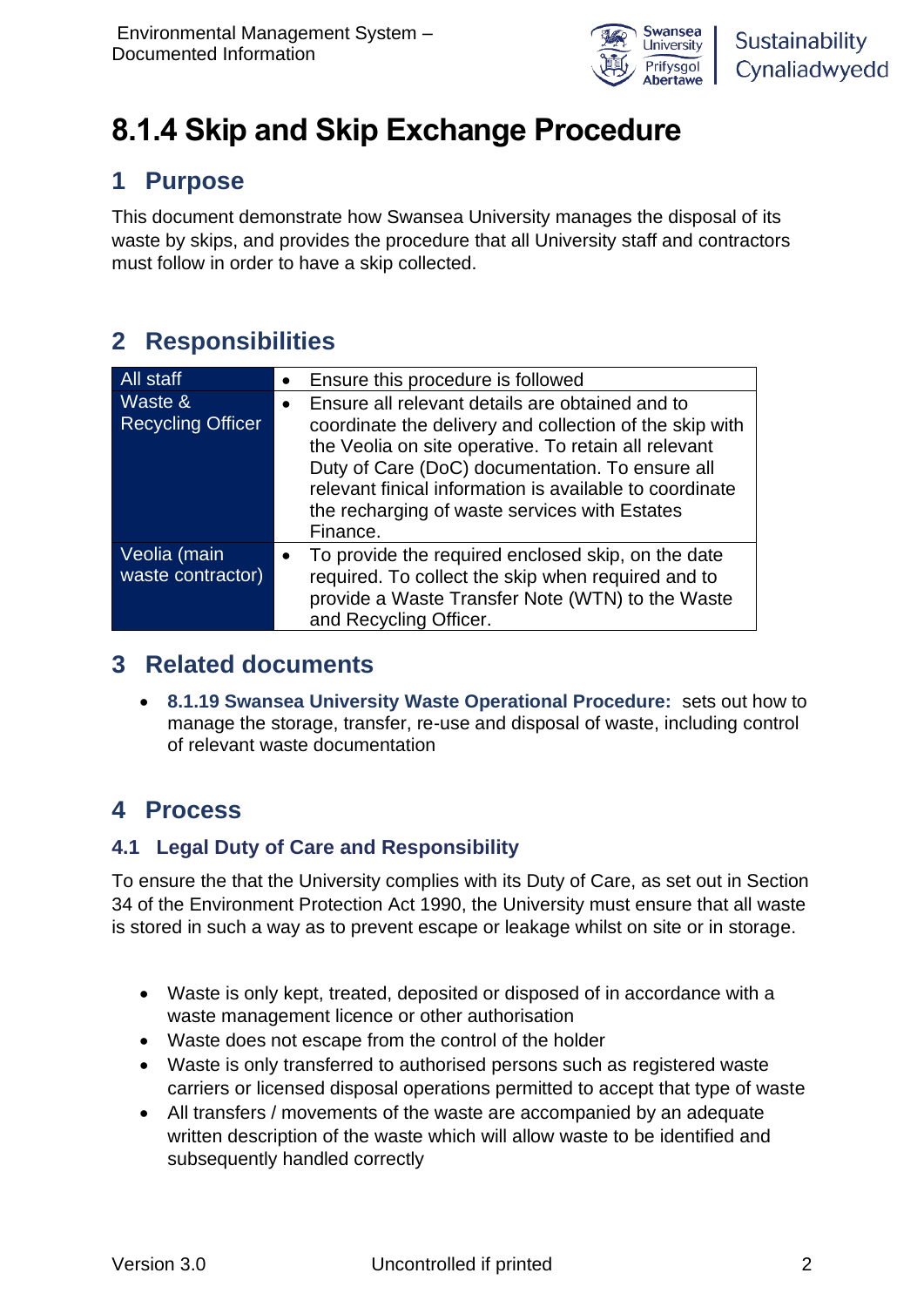# 8.1.4 Skip and Skip Exchange Procedure

## 1 Purpose

This document demonstrate how Swansea University manages the disposal of its waste by skips, and provides the procedure that all University staff and contractors must follow in order to have a skip collected.

## 2 Responsibilities

| | |
|---|---|
| All staff | • Ensure this procedure is followed |
| Waste & Recycling Officer | • Ensure all relevant details are obtained and to coordinate the delivery and collection of the skip with the Veolia on site operative. To retain all relevant Duty of Care (DoC) documentation. To ensure all relevant finical information is available to coordinate the recharging of waste services with Estates Finance. |
| Veolia (main waste contractor) | • To provide the required enclosed skip, on the date required. To collect the skip when required and to provide a Waste Transfer Note (WTN) to the Waste and Recycling Officer. |

## 3 Related documents

- **8.1.19 Swansea University Waste Operational Procedure:** sets out how to manage the storage, transfer, re-use and disposal of waste, including control of relevant waste documentation

## 4 Process

### 4.1 Legal Duty of Care and Responsibility

To ensure the that the University complies with its Duty of Care, as set out in Section 34 of the Environment Protection Act 1990, the University must ensure that all waste is stored in such a way as to prevent escape or leakage whilst on site or in storage.

- Waste is only kept, treated, deposited or disposed of in accordance with a waste management licence or other authorisation
- Waste does not escape from the control of the holder
- Waste is only transferred to authorised persons such as registered waste carriers or licensed disposal operations permitted to accept that type of waste
- All transfers / movements of the waste are accompanied by an adequate written description of the waste which will allow waste to be identified and subsequently handled correctly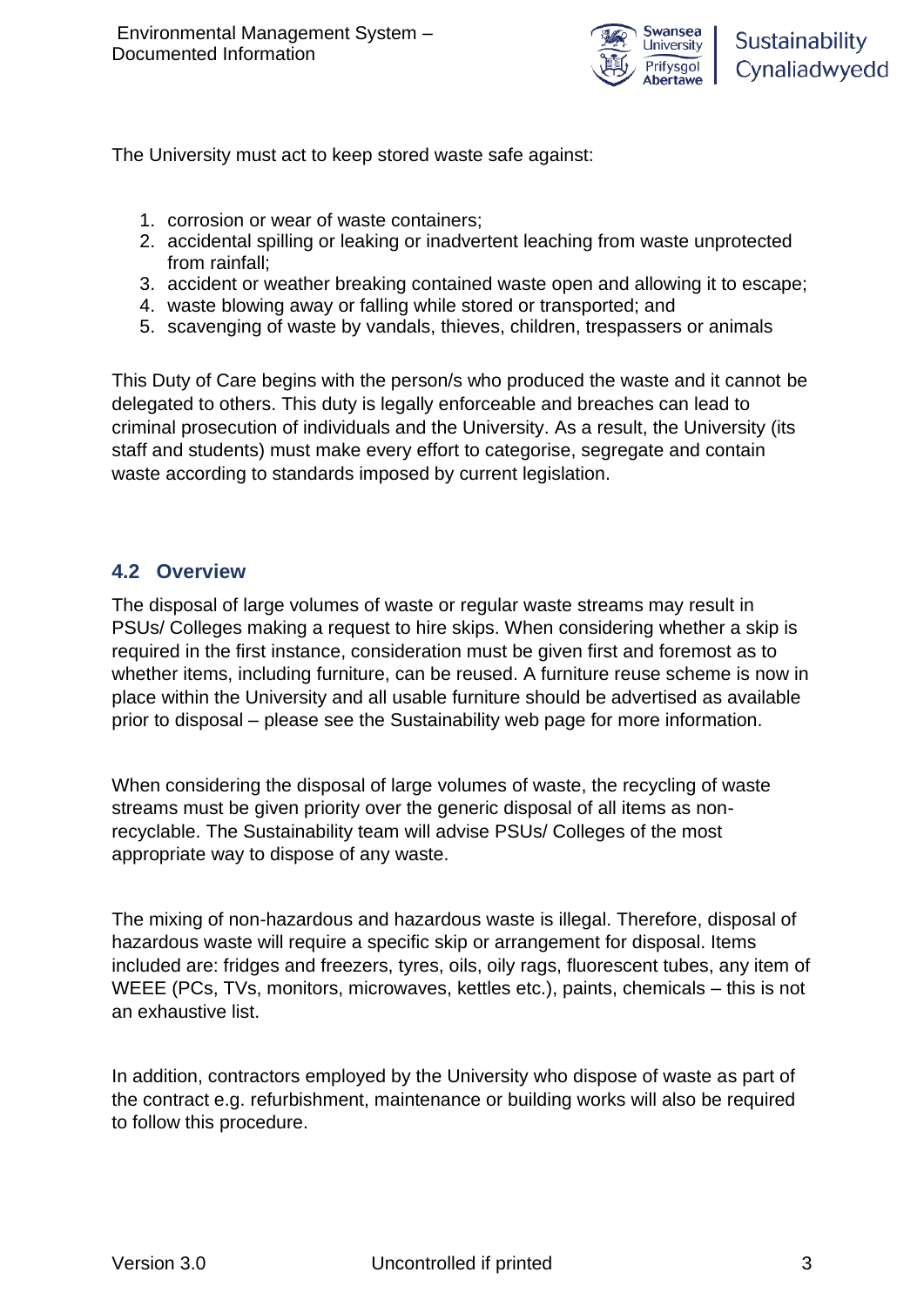The University must act to keep stored waste safe against:

1. corrosion or wear of waste containers;
2. accidental spilling or leaking or inadvertent leaching from waste unprotected from rainfall;
3. accident or weather breaking contained waste open and allowing it to escape;
4. waste blowing away or falling while stored or transported; and
5. scavenging of waste by vandals, thieves, children, trespassers or animals

This Duty of Care begins with the person/s who produced the waste and it cannot be delegated to others. This duty is legally enforceable and breaches can lead to criminal prosecution of individuals and the University. As a result, the University (its staff and students) must make every effort to categorise, segregate and contain waste according to standards imposed by current legislation.

## 4.2 Overview

The disposal of large volumes of waste or regular waste streams may result in PSUs/ Colleges making a request to hire skips. When considering whether a skip is required in the first instance, consideration must be given first and foremost as to whether items, including furniture, can be reused. A furniture reuse scheme is now in place within the University and all usable furniture should be advertised as available prior to disposal – please see the Sustainability web page for more information.

When considering the disposal of large volumes of waste, the recycling of waste streams must be given priority over the generic disposal of all items as non-recyclable. The Sustainability team will advise PSUs/ Colleges of the most appropriate way to dispose of any waste.

The mixing of non-hazardous and hazardous waste is illegal. Therefore, disposal of hazardous waste will require a specific skip or arrangement for disposal. Items included are: fridges and freezers, tyres, oils, oily rags, fluorescent tubes, any item of WEEE (PCs, TVs, monitors, microwaves, kettles etc.), paints, chemicals – this is not an exhaustive list.

In addition, contractors employed by the University who dispose of waste as part of the contract e.g. refurbishment, maintenance or building works will also be required to follow this procedure.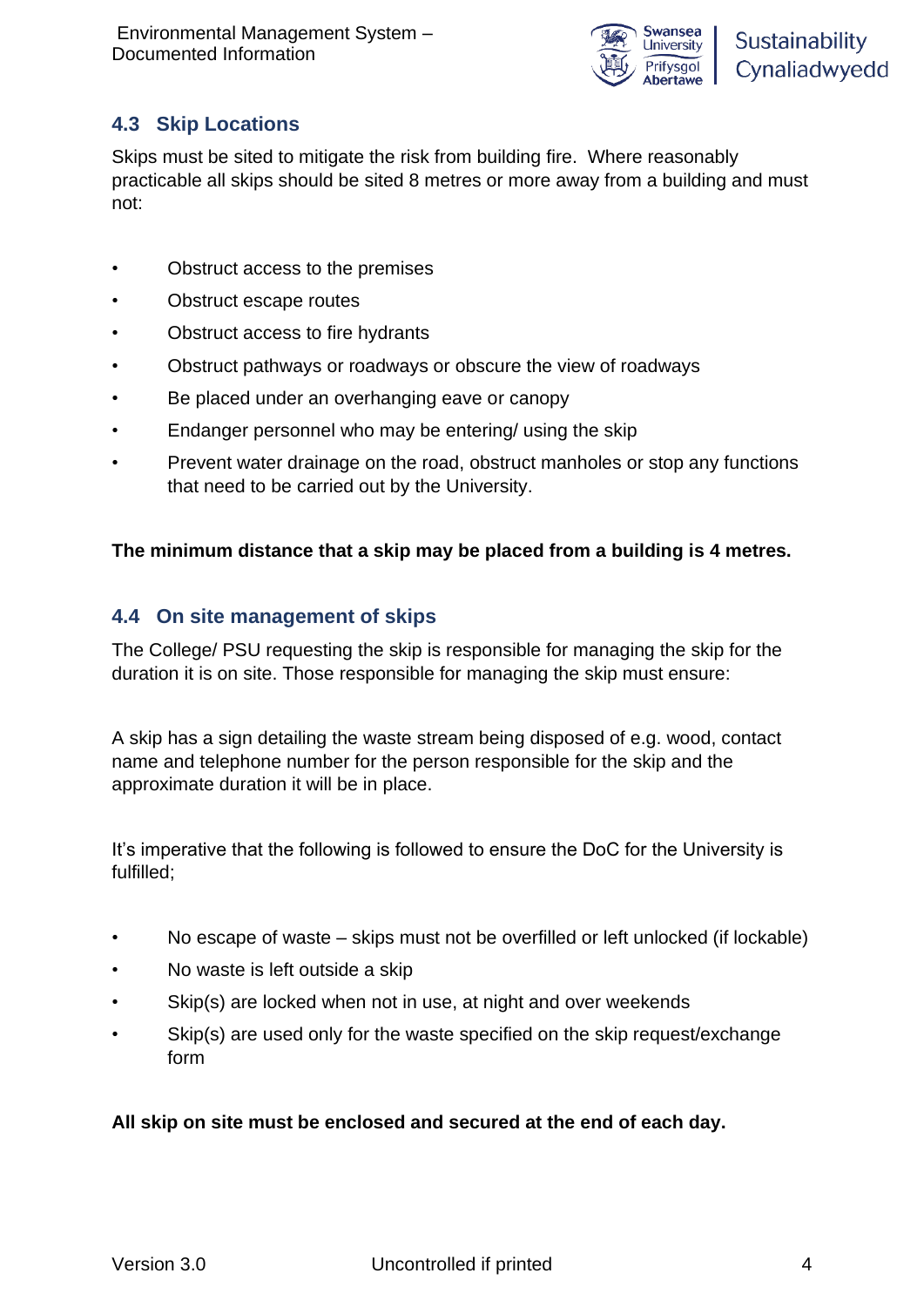## 4.3 Skip Locations

Skips must be sited to mitigate the risk from building fire. Where reasonably practicable all skips should be sited 8 metres or more away from a building and must not:

- Obstruct access to the premises
- Obstruct escape routes
- Obstruct access to fire hydrants
- Obstruct pathways or roadways or obscure the view of roadways
- Be placed under an overhanging eave or canopy
- Endanger personnel who may be entering/ using the skip
- Prevent water drainage on the road, obstruct manholes or stop any functions that need to be carried out by the University.

**The minimum distance that a skip may be placed from a building is 4 metres.**

## 4.4 On site management of skips

The College/ PSU requesting the skip is responsible for managing the skip for the duration it is on site. Those responsible for managing the skip must ensure:

A skip has a sign detailing the waste stream being disposed of e.g. wood, contact name and telephone number for the person responsible for the skip and the approximate duration it will be in place.

It's imperative that the following is followed to ensure the DoC for the University is fulfilled;

- No escape of waste – skips must not be overfilled or left unlocked (if lockable)
- No waste is left outside a skip
- Skip(s) are locked when not in use, at night and over weekends
- Skip(s) are used only for the waste specified on the skip request/exchange form

**All skip on site must be enclosed and secured at the end of each day.**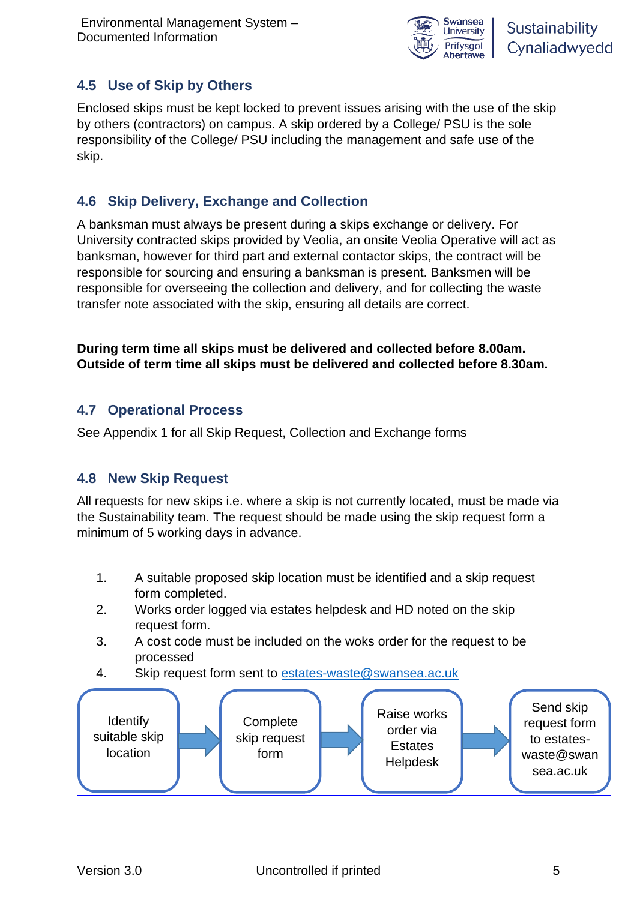## 4.5 Use of Skip by Others

Enclosed skips must be kept locked to prevent issues arising with the use of the skip by others (contractors) on campus. A skip ordered by a College/ PSU is the sole responsibility of the College/ PSU including the management and safe use of the skip.

## 4.6 Skip Delivery, Exchange and Collection

A banksman must always be present during a skips exchange or delivery. For University contracted skips provided by Veolia, an onsite Veolia Operative will act as banksman, however for third part and external contactor skips, the contract will be responsible for sourcing and ensuring a banksman is present. Banksmen will be responsible for overseeing the collection and delivery, and for collecting the waste transfer note associated with the skip, ensuring all details are correct.

**During term time all skips must be delivered and collected before 8.00am. Outside of term time all skips must be delivered and collected before 8.30am.**

## 4.7 Operational Process

See Appendix 1 for all Skip Request, Collection and Exchange forms

## 4.8 New Skip Request

All requests for new skips i.e. where a skip is not currently located, must be made via the Sustainability team. The request should be made using the skip request form a minimum of 5 working days in advance.

1. A suitable proposed skip location must be identified and a skip request form completed.
2. Works order logged via estates helpdesk and HD noted on the skip request form.
3. A cost code must be included on the woks order for the request to be processed
4. Skip request form sent to estates-waste@swansea.ac.uk

Identify suitable skip location → Complete skip request form → Raise works order via Estates Helpdesk → Send skip request form to estates-waste@swansea.ac.uk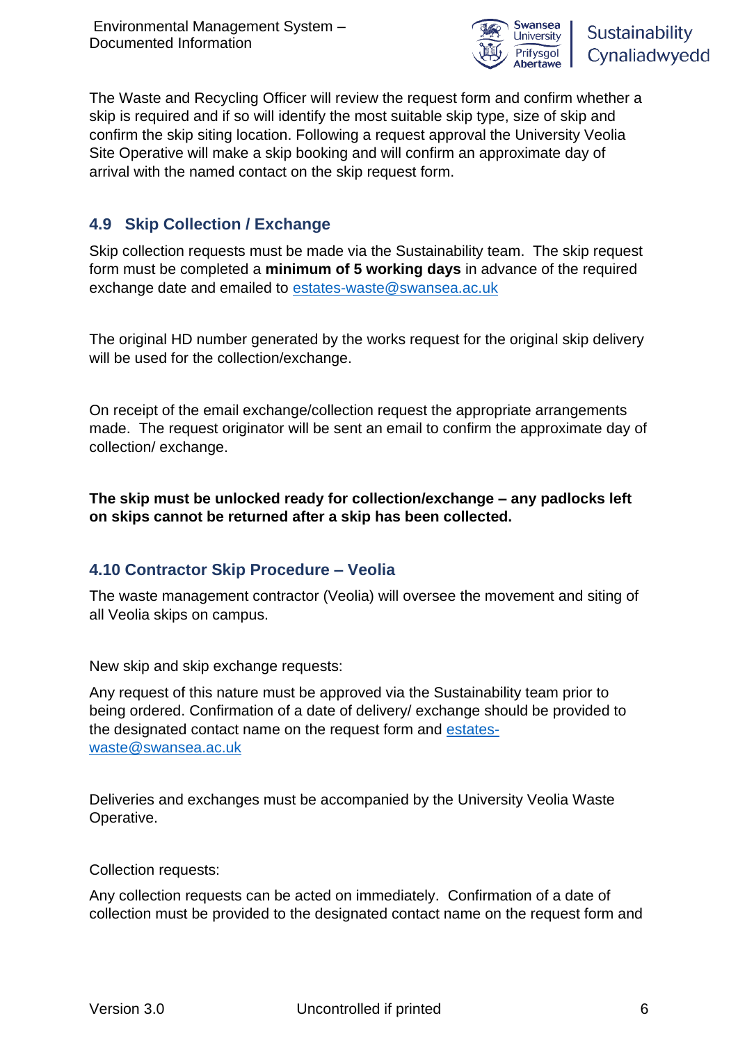The Waste and Recycling Officer will review the request form and confirm whether a skip is required and if so will identify the most suitable skip type, size of skip and confirm the skip siting location. Following a request approval the University Veolia Site Operative will make a skip booking and will confirm an approximate day of arrival with the named contact on the skip request form.

## 4.9 Skip Collection / Exchange

Skip collection requests must be made via the Sustainability team. The skip request form must be completed a **minimum of 5 working days** in advance of the required exchange date and emailed to estates-waste@swansea.ac.uk

The original HD number generated by the works request for the original skip delivery will be used for the collection/exchange.

On receipt of the email exchange/collection request the appropriate arrangements made. The request originator will be sent an email to confirm the approximate day of collection/ exchange.

**The skip must be unlocked ready for collection/exchange – any padlocks left on skips cannot be returned after a skip has been collected.**

## 4.10 Contractor Skip Procedure – Veolia

The waste management contractor (Veolia) will oversee the movement and siting of all Veolia skips on campus.

New skip and skip exchange requests:

Any request of this nature must be approved via the Sustainability team prior to being ordered. Confirmation of a date of delivery/ exchange should be provided to the designated contact name on the request form and estates-waste@swansea.ac.uk

Deliveries and exchanges must be accompanied by the University Veolia Waste Operative.

Collection requests:

Any collection requests can be acted on immediately. Confirmation of a date of collection must be provided to the designated contact name on the request form and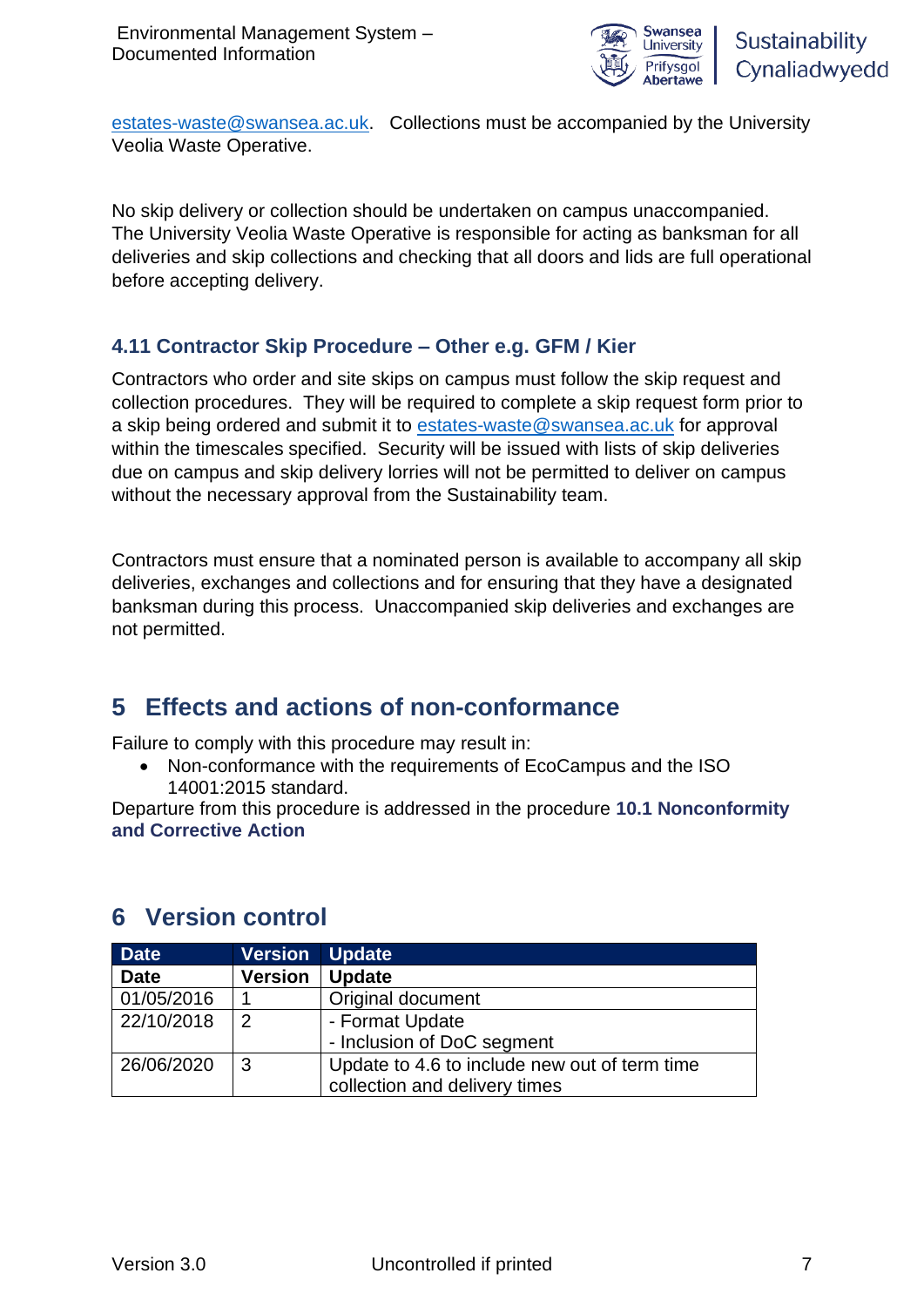estates-waste@swansea.ac.uk. Collections must be accompanied by the University Veolia Waste Operative.

No skip delivery or collection should be undertaken on campus unaccompanied. The University Veolia Waste Operative is responsible for acting as banksman for all deliveries and skip collections and checking that all doors and lids are full operational before accepting delivery.

### 4.11 Contractor Skip Procedure – Other e.g. GFM / Kier

Contractors who order and site skips on campus must follow the skip request and collection procedures. They will be required to complete a skip request form prior to a skip being ordered and submit it to estates-waste@swansea.ac.uk for approval within the timescales specified. Security will be issued with lists of skip deliveries due on campus and skip delivery lorries will not be permitted to deliver on campus without the necessary approval from the Sustainability team.

Contractors must ensure that a nominated person is available to accompany all skip deliveries, exchanges and collections and for ensuring that they have a designated banksman during this process. Unaccompanied skip deliveries and exchanges are not permitted.

## 5 Effects and actions of non-conformance

Failure to comply with this procedure may result in:

- Non-conformance with the requirements of EcoCampus and the ISO 14001:2015 standard.

Departure from this procedure is addressed in the procedure **10.1 Nonconformity and Corrective Action**

## 6 Version control

| Date | Version | Update |
|---|---|---|
| **Date** | **Version** | **Update** |
| 01/05/2016 | 1 | Original document |
| 22/10/2018 | 2 | - Format Update<br>- Inclusion of DoC segment |
| 26/06/2020 | 3 | Update to 4.6 to include new out of term time collection and delivery times |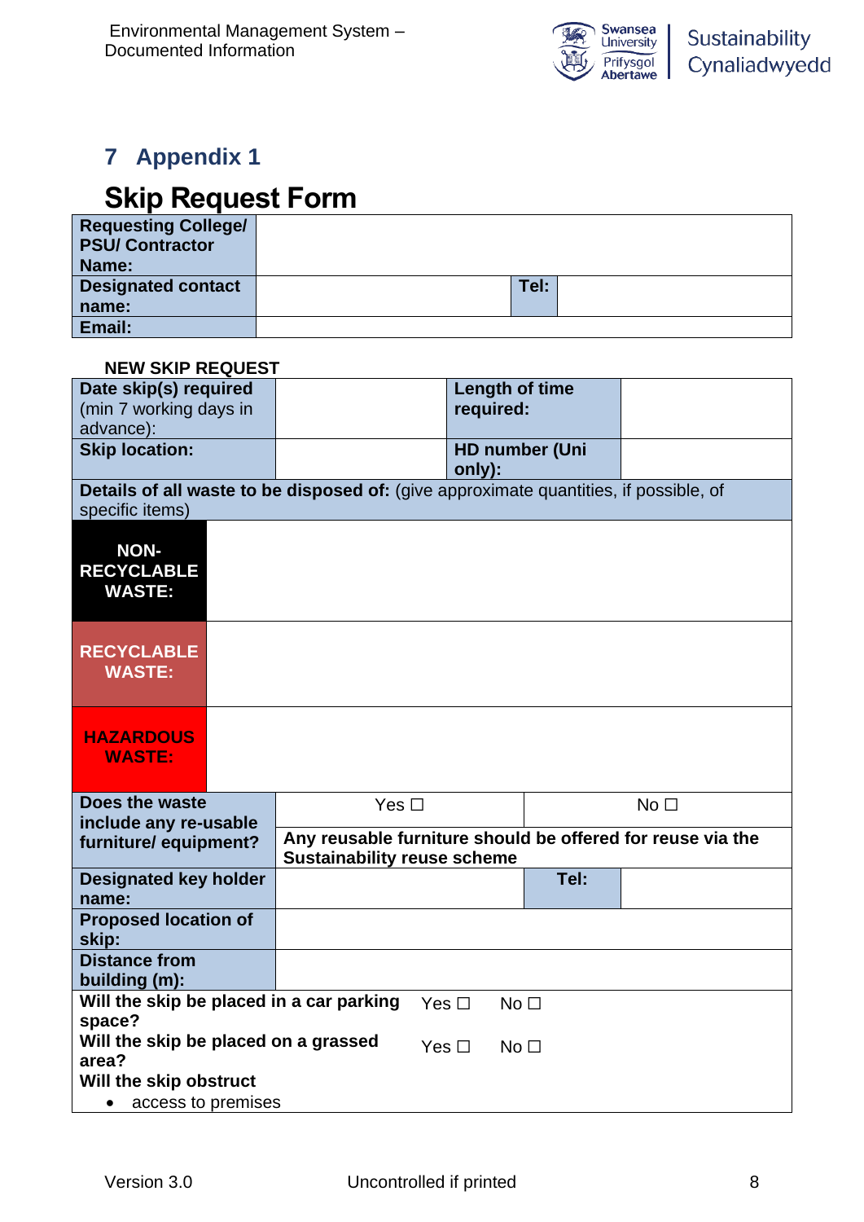# 7 Appendix 1

## Skip Request Form

| **Requesting College/ PSU/ Contractor Name:** | | | |
|---|---|---|---|
| **Designated contact name:** | | **Tel:** | |
| **Email:** | | | |

**NEW SKIP REQUEST**

| **Date skip(s) required** (min 7 working days in advance): | | **Length of time required:** | |
|---|---|---|---|
| **Skip location:** | | **HD number (Uni only):** | |
| **Details of all waste to be disposed of:** (give approximate quantities, if possible, of specific items) | | | |
| **NON-RECYCLABLE WASTE:** | | | |
| **RECYCLABLE WASTE:** | | | |
| **HAZARDOUS WASTE:** | | | |
| **Does the waste include any re-usable furniture/ equipment?** | Yes ☐ | No ☐ | |
| | **Any reusable furniture should be offered for reuse via the Sustainability reuse scheme** | | |
| **Designated key holder name:** | | **Tel:** | |
| **Proposed location of skip:** | | | |
| **Distance from building (m):** | | | |
| **Will the skip be placed in a car parking space?** | Yes ☐ | No ☐ | |
| **Will the skip be placed on a grassed area?** | Yes ☐ | No ☐ | |
| **Will the skip obstruct**<br>• access to premises | | | |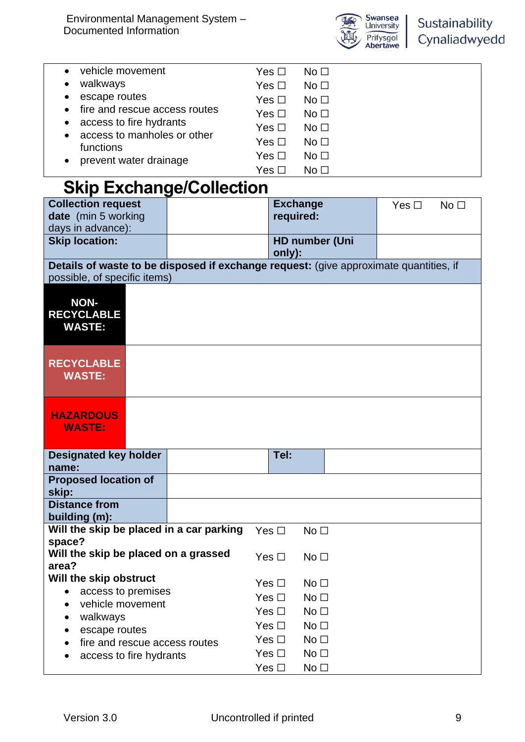| | | |
|---|---|---|
| • vehicle movement | Yes ☐ | No ☐ |
| • walkways | Yes ☐ | No ☐ |
| • escape routes | Yes ☐ | No ☐ |
| • fire and rescue access routes | Yes ☐ | No ☐ |
| • access to fire hydrants | Yes ☐ | No ☐ |
| • access to manholes or other functions | Yes ☐ | No ☐ |
| • prevent water drainage | Yes ☐ | No ☐ |
| | Yes ☐ | No ☐ |

# Skip Exchange/Collection

| | | | |
|---|---|---|---|
| **Collection request date** (min 5 working days in advance): | | **Exchange required:** | Yes ☐ No ☐ |
| **Skip location:** | | **HD number (Uni only):** | |
| **Details of waste to be disposed if exchange request:** (give approximate quantities, if possible, of specific items) | | | |
| **NON-RECYCLABLE WASTE:** | | | |
| **RECYCLABLE WASTE:** | | | |
| **HAZARDOUS WASTE:** | | | |
| **Designated key holder name:** | | **Tel:** | |
| **Proposed location of skip:** | | | |
| **Distance from building (m):** | | | |

| | | |
|---|---|---|
| **Will the skip be placed in a car parking space?** | Yes ☐ | No ☐ |
| **Will the skip be placed on a grassed area?** | Yes ☐ | No ☐ |
| **Will the skip obstruct** | Yes ☐ | No ☐ |
| • access to premises | Yes ☐ | No ☐ |
| • vehicle movement | Yes ☐ | No ☐ |
| • walkways | Yes ☐ | No ☐ |
| • escape routes | Yes ☐ | No ☐ |
| • fire and rescue access routes | Yes ☐ | No ☐ |
| • access to fire hydrants | Yes ☐ | No ☐ |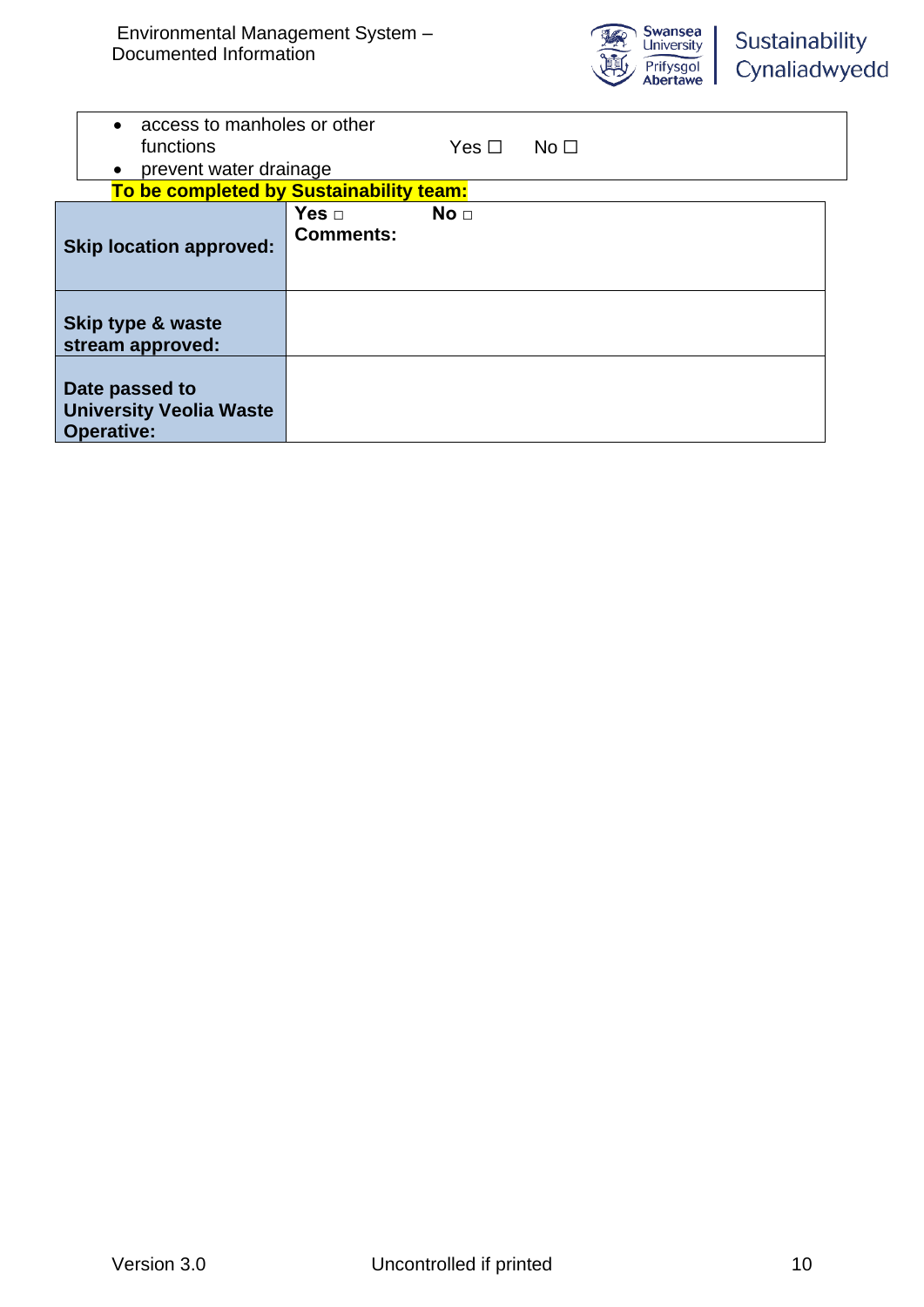| | |
|---|---|
| • access to manholes or other functions<br>• prevent water drainage | Yes ☐ No ☐ |

**To be completed by Sustainability team:**

| | |
|---|---|
| **Skip location approved:** | **Yes** ☐ **No** ☐<br>**Comments:** |
| **Skip type & waste stream approved:** | |
| **Date passed to University Veolia Waste Operative:** | |